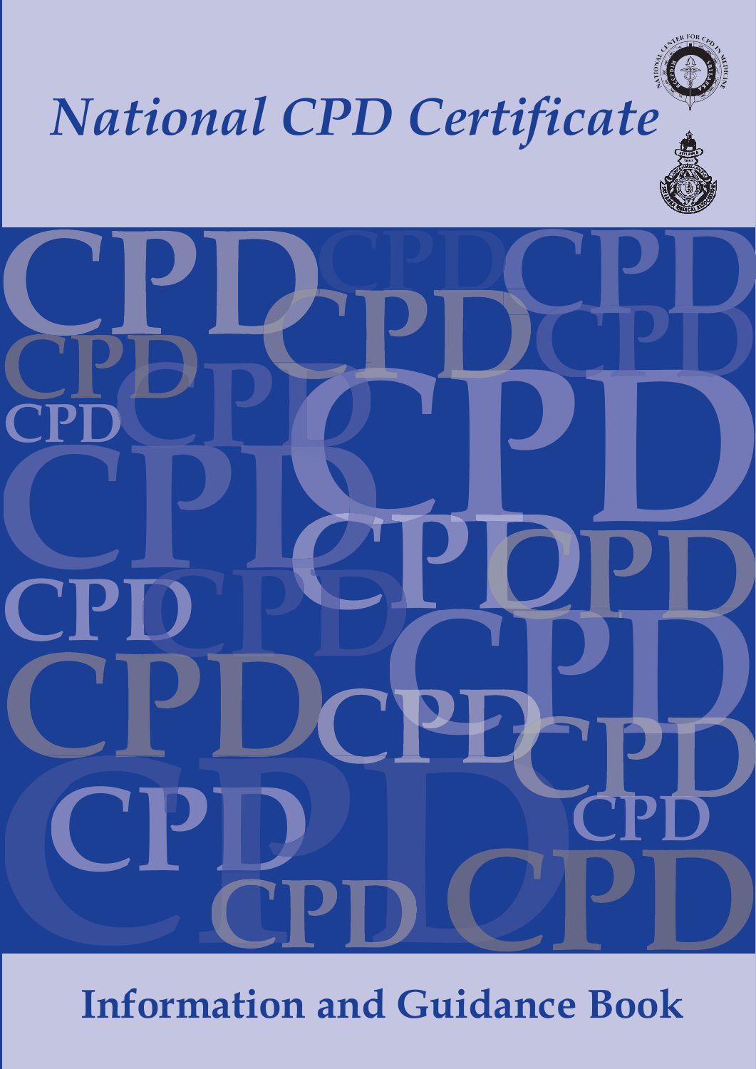# National CPD Certificate

## Information and Guidance Book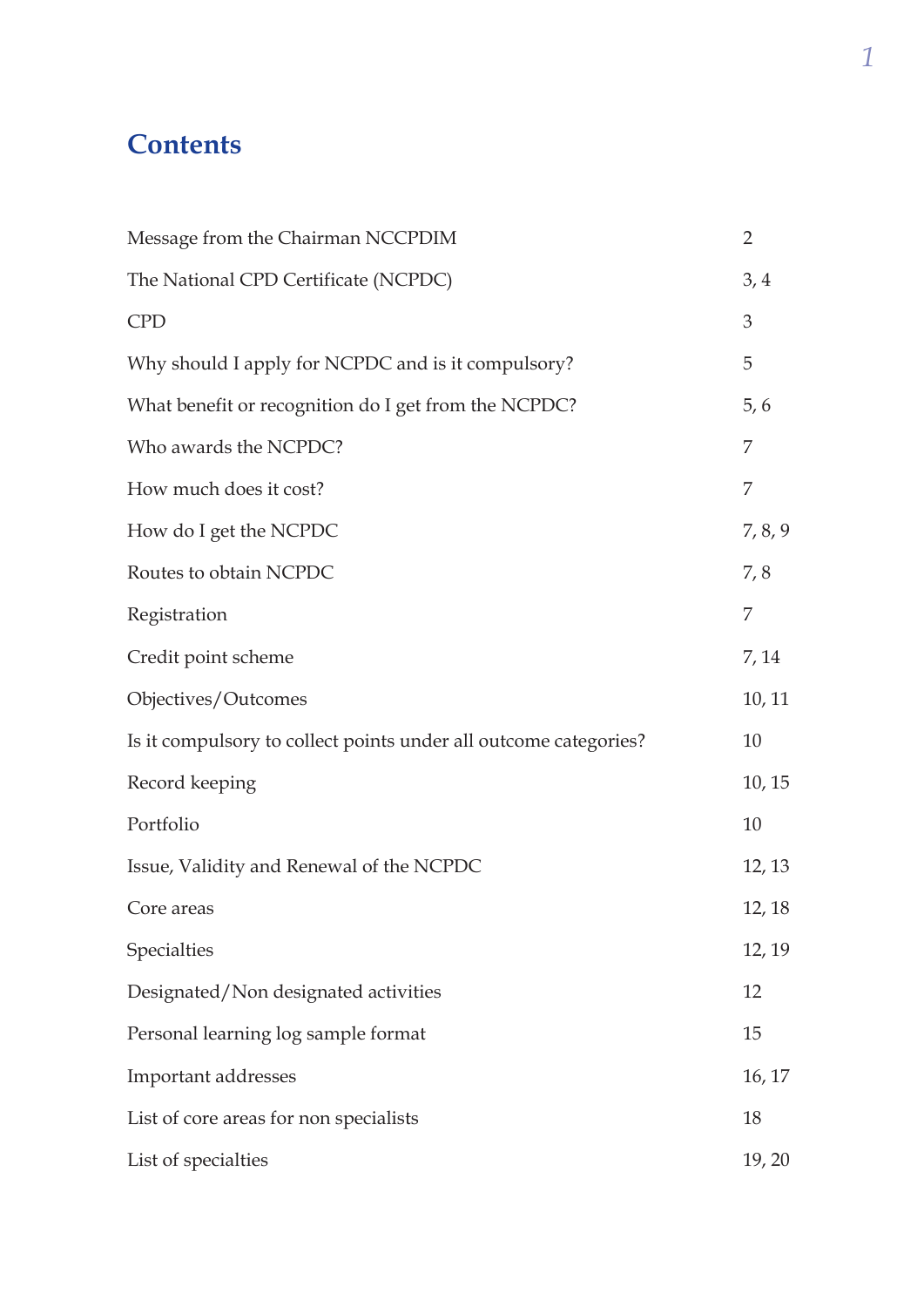# Contents

| | |
|---|---|
| Message from the Chairman NCCPDIM | 2 |
| The National CPD Certificate (NCPDC) | 3, 4 |
| CPD | 3 |
| Why should I apply for NCPDC and is it compulsory? | 5 |
| What benefit or recognition do I get from the NCPDC? | 5, 6 |
| Who awards the NCPDC? | 7 |
| How much does it cost? | 7 |
| How do I get the NCPDC | 7, 8, 9 |
| Routes to obtain NCPDC | 7, 8 |
| Registration | 7 |
| Credit point scheme | 7, 14 |
| Objectives/Outcomes | 10, 11 |
| Is it compulsory to collect points under all outcome categories? | 10 |
| Record keeping | 10, 15 |
| Portfolio | 10 |
| Issue, Validity and Renewal of the NCPDC | 12, 13 |
| Core areas | 12, 18 |
| Specialties | 12, 19 |
| Designated/Non designated activities | 12 |
| Personal learning log sample format | 15 |
| Important addresses | 16, 17 |
| List of core areas for non specialists | 18 |
| List of specialties | 19, 20 |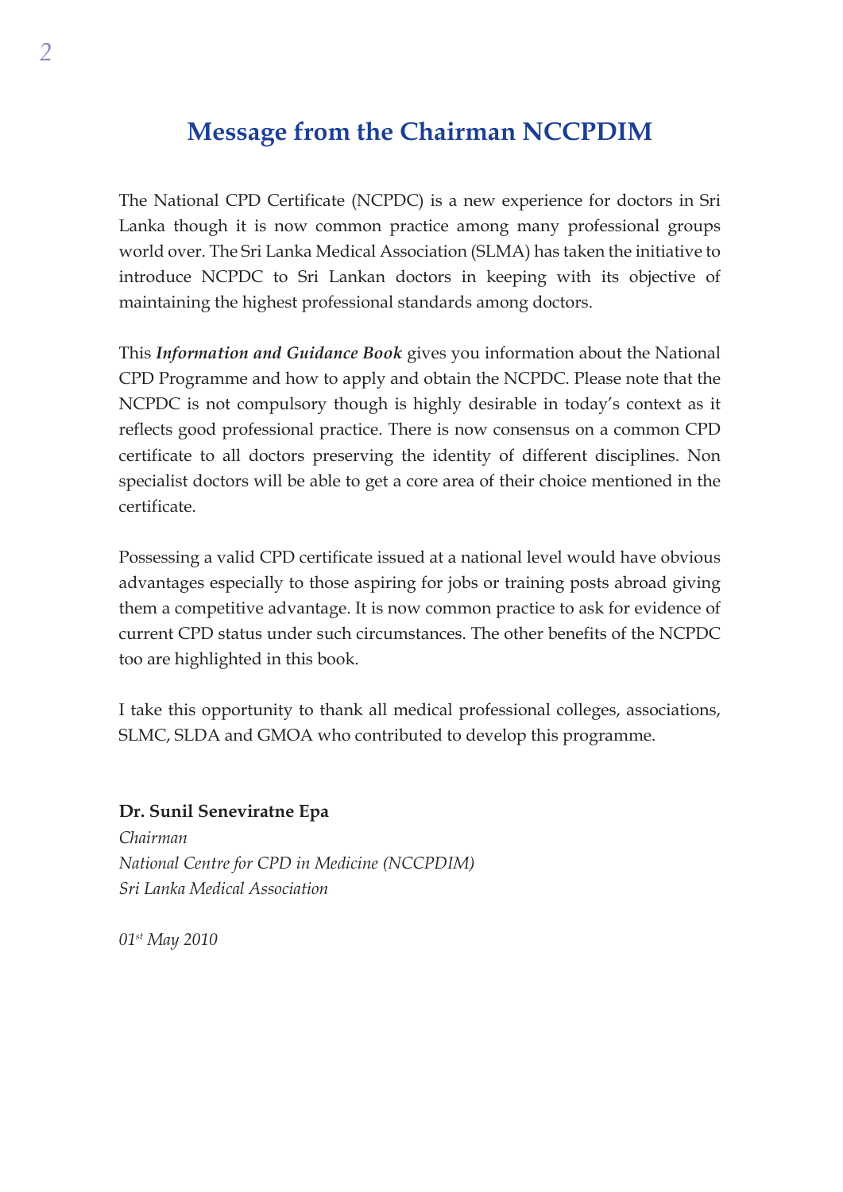# Message from the Chairman NCCPDIM

The National CPD Certificate (NCPDC) is a new experience for doctors in Sri Lanka though it is now common practice among many professional groups world over. The Sri Lanka Medical Association (SLMA) has taken the initiative to introduce NCPDC to Sri Lankan doctors in keeping with its objective of maintaining the highest professional standards among doctors.

This ***Information and Guidance Book*** gives you information about the National CPD Programme and how to apply and obtain the NCPDC. Please note that the NCPDC is not compulsory though is highly desirable in today's context as it reflects good professional practice. There is now consensus on a common CPD certificate to all doctors preserving the identity of different disciplines. Non specialist doctors will be able to get a core area of their choice mentioned in the certificate.

Possessing a valid CPD certificate issued at a national level would have obvious advantages especially to those aspiring for jobs or training posts abroad giving them a competitive advantage. It is now common practice to ask for evidence of current CPD status under such circumstances. The other benefits of the NCPDC too are highlighted in this book.

I take this opportunity to thank all medical professional colleges, associations, SLMC, SLDA and GMOA who contributed to develop this programme.

**Dr. Sunil Seneviratne Epa**
*Chairman*
*National Centre for CPD in Medicine (NCCPDIM)*
*Sri Lanka Medical Association*

*01st May 2010*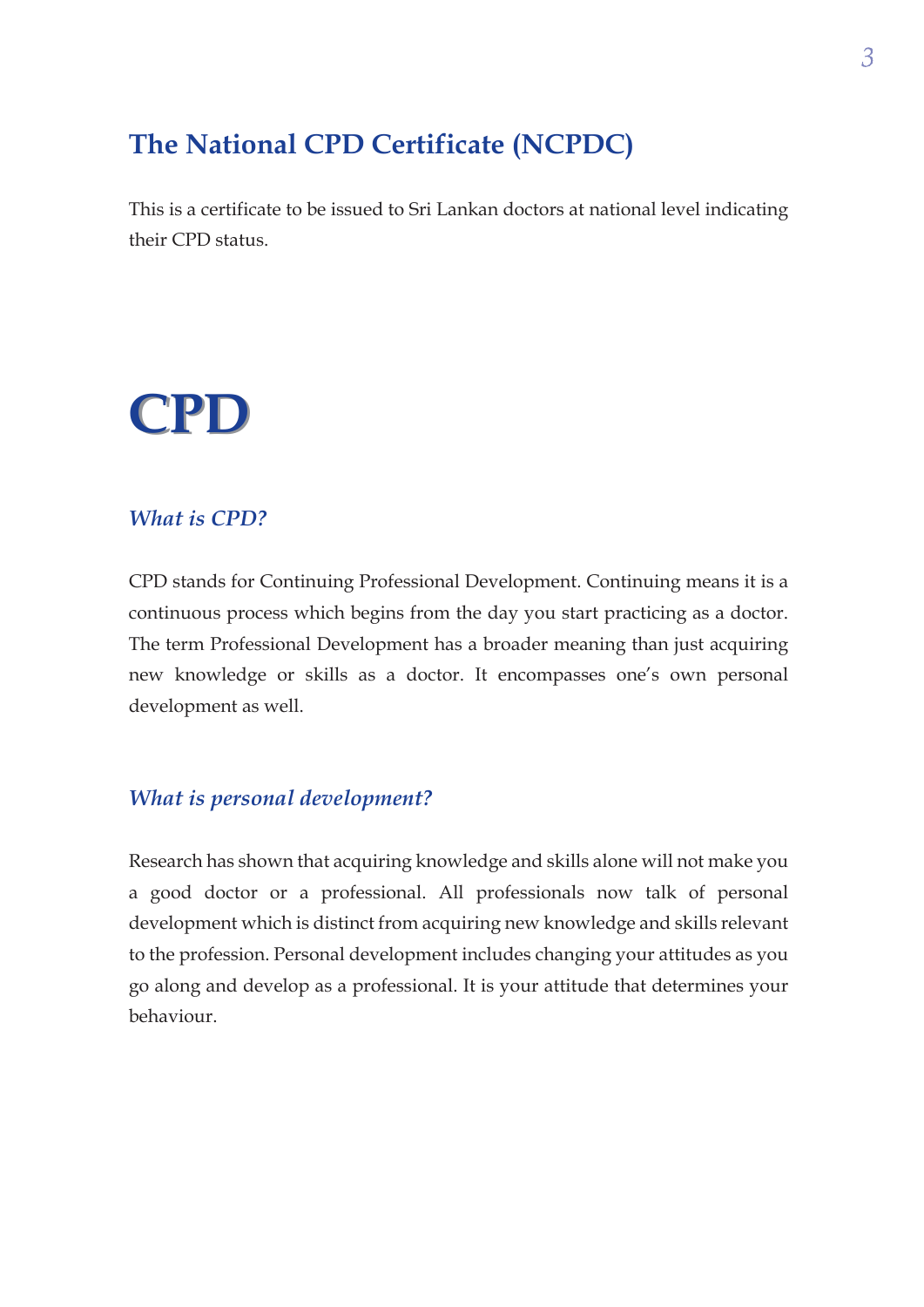## The National CPD Certificate (NCPDC)

This is a certificate to be issued to Sri Lankan doctors at national level indicating their CPD status.

# CPD

### *What is CPD?*

CPD stands for Continuing Professional Development. Continuing means it is a continuous process which begins from the day you start practicing as a doctor. The term Professional Development has a broader meaning than just acquiring new knowledge or skills as a doctor. It encompasses one's own personal development as well.

### *What is personal development?*

Research has shown that acquiring knowledge and skills alone will not make you a good doctor or a professional. All professionals now talk of personal development which is distinct from acquiring new knowledge and skills relevant to the profession. Personal development includes changing your attitudes as you go along and develop as a professional. It is your attitude that determines your behaviour.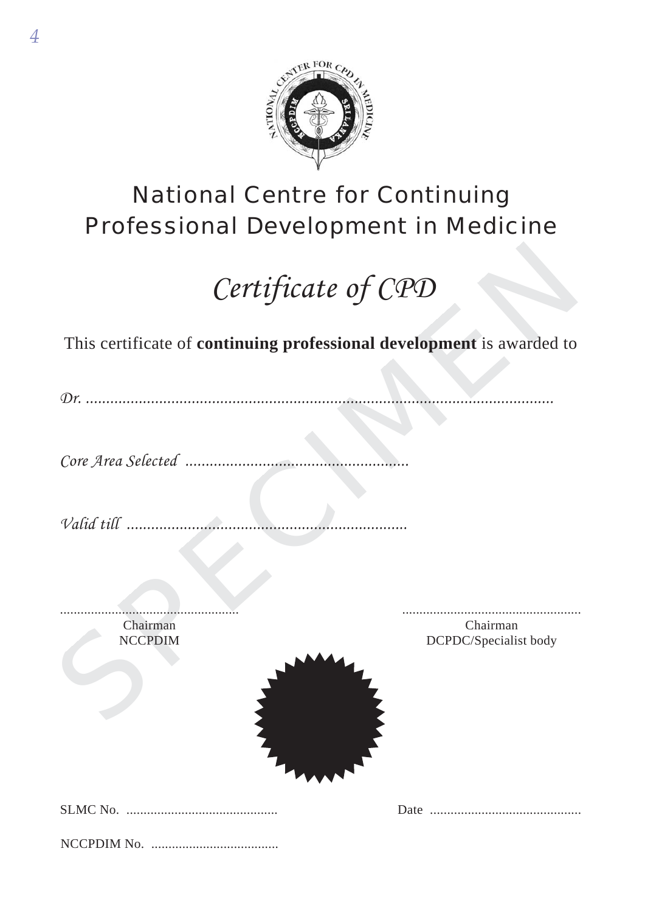# National Centre for Continuing Professional Development in Medicine

## *Certificate of CPD*

This certificate of **continuing professional development** is awarded to

*Dr.* ..................................................................................................................

*Core Area Selected* .......................................................

*Valid till* .....................................................................

................................................... Chairman NCCPDIM

................................................... Chairman DCPDC/Specialist body

SLMC No. ............................................

Date ............................................

NCCPDIM No. .....................................

SPECIMEN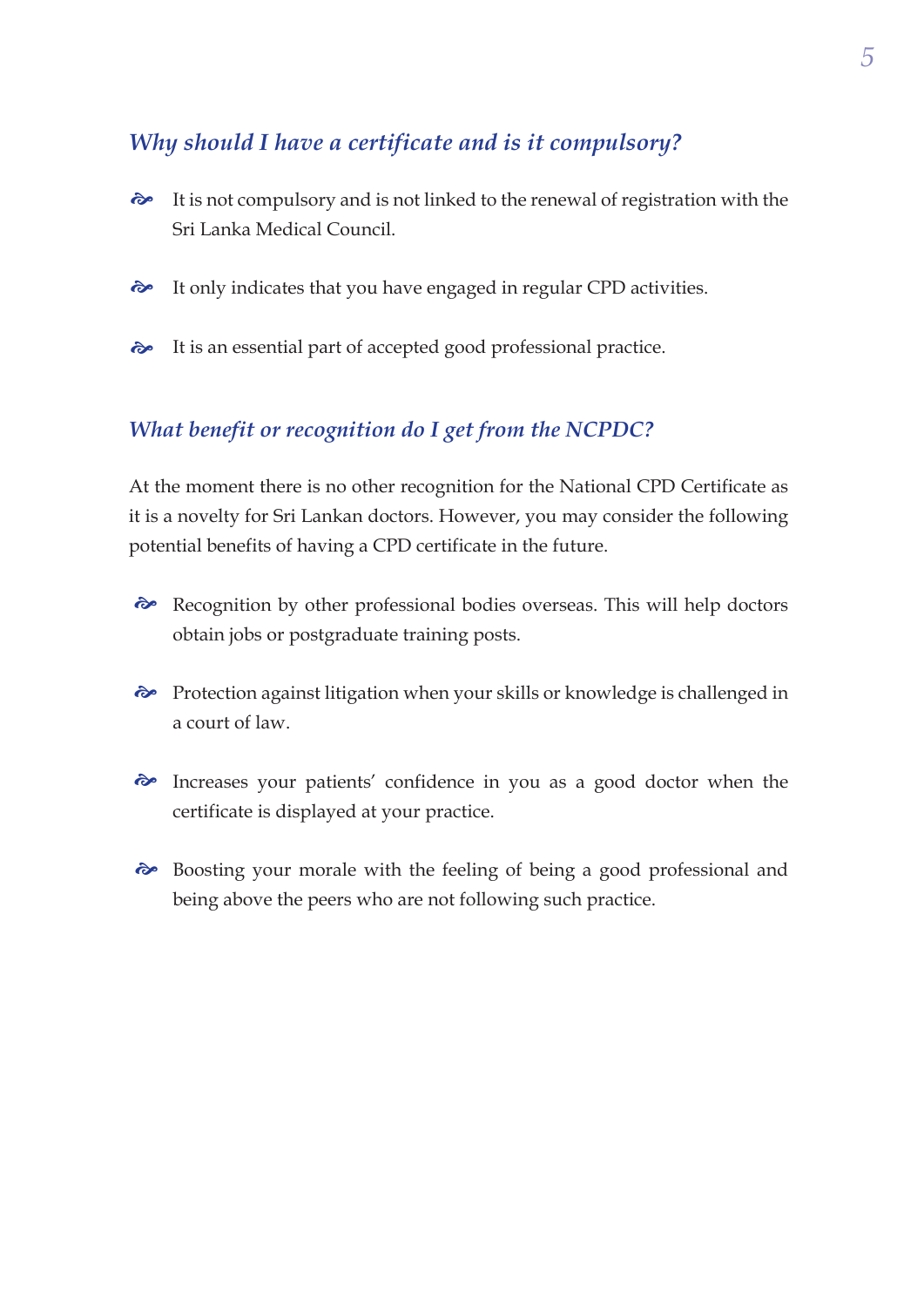## *Why should I have a certificate and is it compulsory?*

- It is not compulsory and is not linked to the renewal of registration with the Sri Lanka Medical Council.
- It only indicates that you have engaged in regular CPD activities.
- It is an essential part of accepted good professional practice.

## *What benefit or recognition do I get from the NCPDC?*

At the moment there is no other recognition for the National CPD Certificate as it is a novelty for Sri Lankan doctors. However, you may consider the following potential benefits of having a CPD certificate in the future.

- Recognition by other professional bodies overseas. This will help doctors obtain jobs or postgraduate training posts.
- Protection against litigation when your skills or knowledge is challenged in a court of law.
- Increases your patients' confidence in you as a good doctor when the certificate is displayed at your practice.
- Boosting your morale with the feeling of being a good professional and being above the peers who are not following such practice.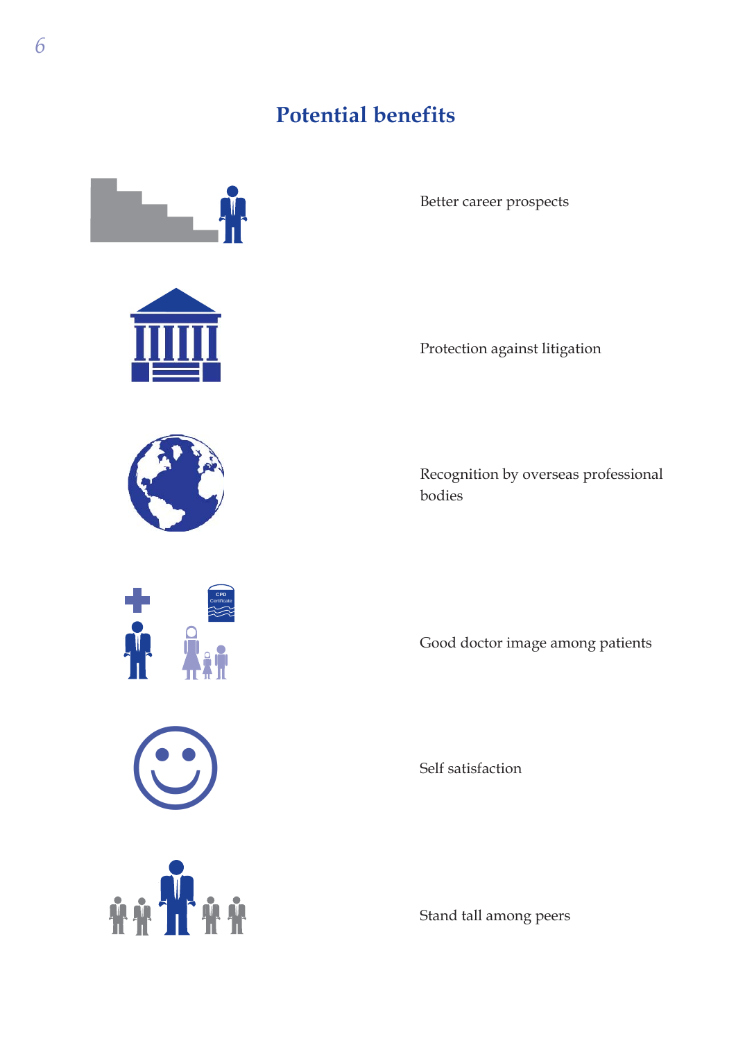## Potential benefits

Better career prospects

Protection against litigation

Recognition by overseas professional bodies

Good doctor image among patients

Self satisfaction

Stand tall among peers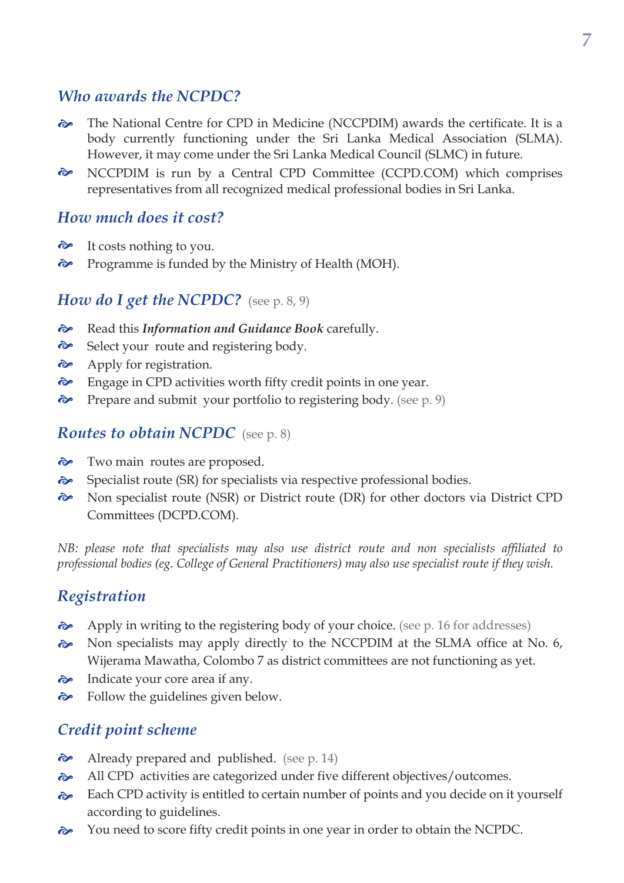## *Who awards the NCPDC?*

- The National Centre for CPD in Medicine (NCCPDIM) awards the certificate. It is a body currently functioning under the Sri Lanka Medical Association (SLMA). However, it may come under the Sri Lanka Medical Council (SLMC) in future.
- NCCPDIM is run by a Central CPD Committee (CCPD.COM) which comprises representatives from all recognized medical professional bodies in Sri Lanka.

## *How much does it cost?*

- It costs nothing to you.
- Programme is funded by the Ministry of Health (MOH).

## *How do I get the NCPDC?* (see p. 8, 9)

- Read this ***Information and Guidance Book*** carefully.
- Select your route and registering body.
- Apply for registration.
- Engage in CPD activities worth fifty credit points in one year.
- Prepare and submit your portfolio to registering body. (see p. 9)

## *Routes to obtain NCPDC* (see p. 8)

- Two main routes are proposed.
- Specialist route (SR) for specialists via respective professional bodies.
- Non specialist route (NSR) or District route (DR) for other doctors via District CPD Committees (DCPD.COM).

*NB: please note that specialists may also use district route and non specialists affiliated to professional bodies (eg. College of General Practitioners) may also use specialist route if they wish.*

## *Registration*

- Apply in writing to the registering body of your choice. (see p. 16 for addresses)
- Non specialists may apply directly to the NCCPDIM at the SLMA office at No. 6, Wijerama Mawatha, Colombo 7 as district committees are not functioning as yet.
- Indicate your core area if any.
- Follow the guidelines given below.

## *Credit point scheme*

- Already prepared and published. (see p. 14)
- All CPD activities are categorized under five different objectives/outcomes.
- Each CPD activity is entitled to certain number of points and you decide on it yourself according to guidelines.
- You need to score fifty credit points in one year in order to obtain the NCPDC.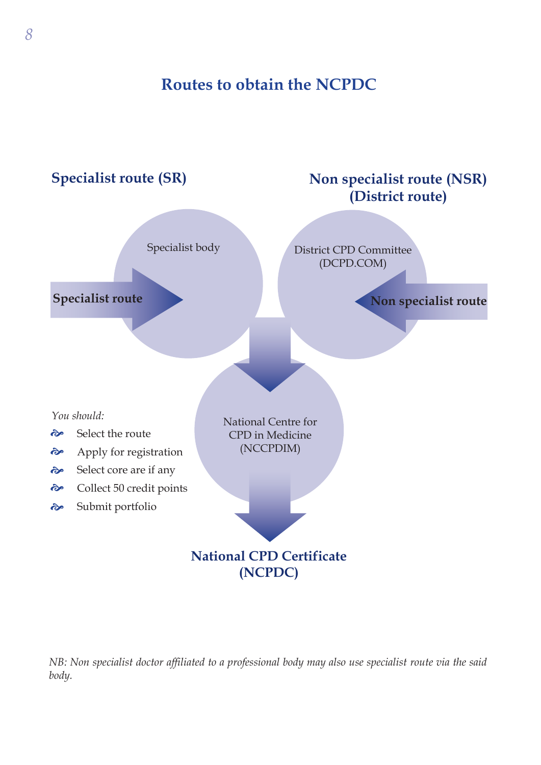# Routes to obtain the NCPDC

**Specialist route (SR)**

**Non specialist route (NSR) (District route)**

Specialist body

**Specialist route**

District CPD Committee (DCPD.COM)

**Non specialist route**

National Centre for CPD in Medicine (NCCPDIM)

*You should:*

- Select the route
- Apply for registration
- Select core are if any
- Collect 50 credit points
- Submit portfolio

**National CPD Certificate (NCPDC)**

*NB: Non specialist doctor affiliated to a professional body may also use specialist route via the said body.*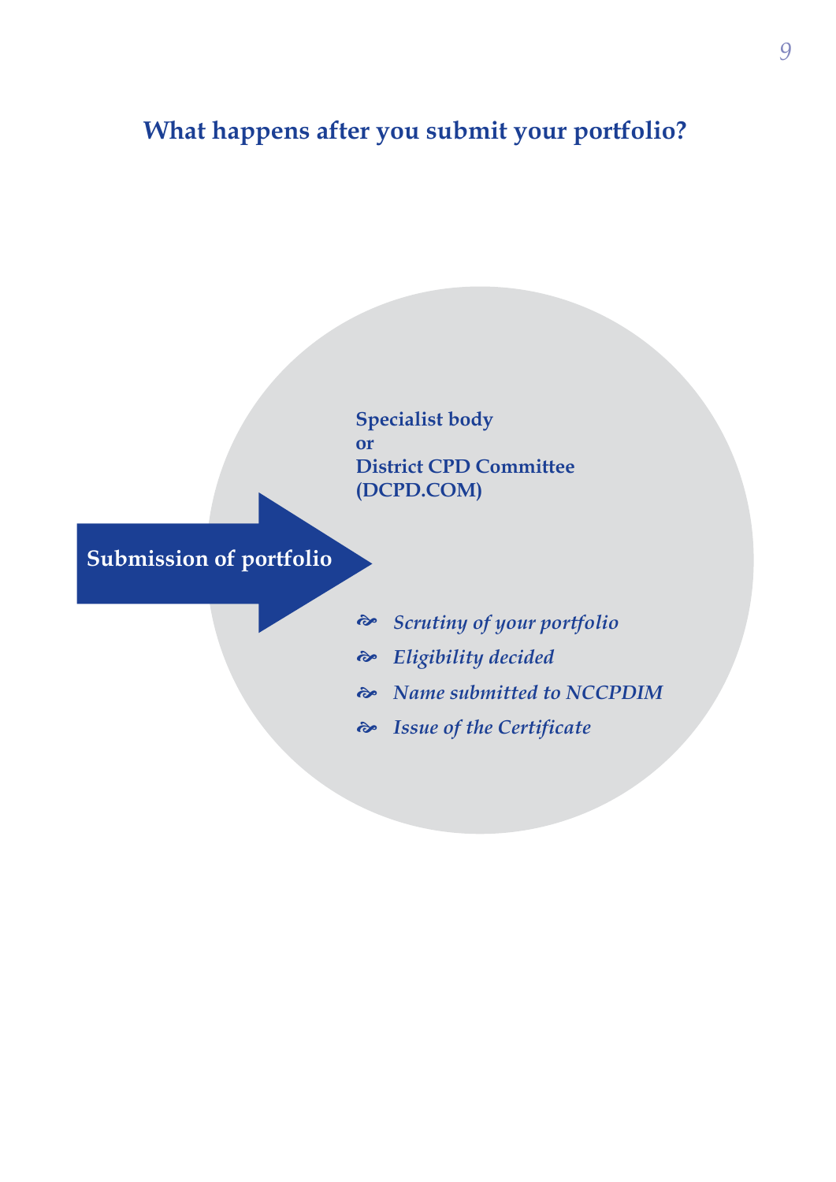## What happens after you submit your portfolio?

**Submission of portfolio**

**Specialist body**
**or**
**District CPD Committee**
**(DCPD.COM)**

- *Scrutiny of your portfolio*
- *Eligibility decided*
- *Name submitted to NCCPDIM*
- *Issue of the Certificate*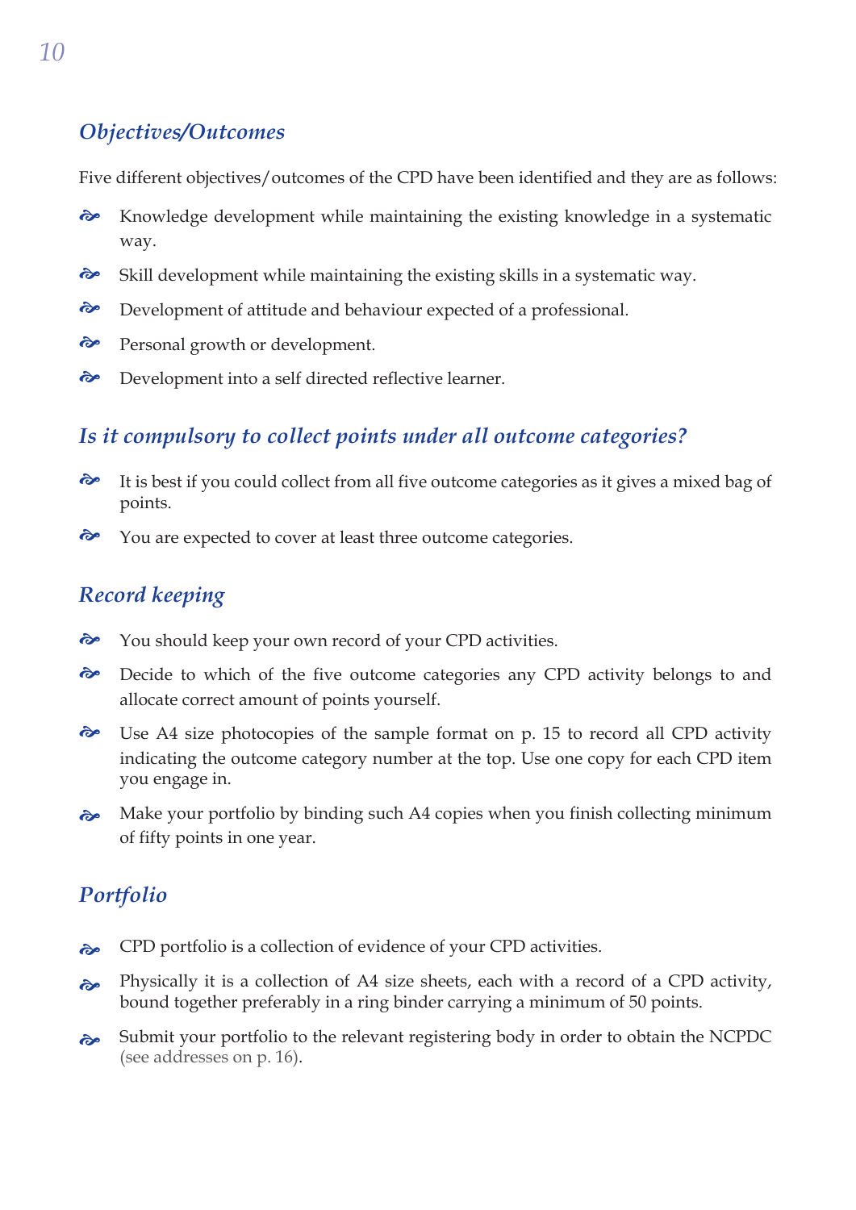## *Objectives/Outcomes*

Five different objectives/outcomes of the CPD have been identified and they are as follows:

- Knowledge development while maintaining the existing knowledge in a systematic way.
- Skill development while maintaining the existing skills in a systematic way.
- Development of attitude and behaviour expected of a professional.
- Personal growth or development.
- Development into a self directed reflective learner.

## *Is it compulsory to collect points under all outcome categories?*

- It is best if you could collect from all five outcome categories as it gives a mixed bag of points.
- You are expected to cover at least three outcome categories.

## *Record keeping*

- You should keep your own record of your CPD activities.
- Decide to which of the five outcome categories any CPD activity belongs to and allocate correct amount of points yourself.
- Use A4 size photocopies of the sample format on p. 15 to record all CPD activity indicating the outcome category number at the top. Use one copy for each CPD item you engage in.
- Make your portfolio by binding such A4 copies when you finish collecting minimum of fifty points in one year.

## *Portfolio*

- CPD portfolio is a collection of evidence of your CPD activities.
- Physically it is a collection of A4 size sheets, each with a record of a CPD activity, bound together preferably in a ring binder carrying a minimum of 50 points.
- Submit your portfolio to the relevant registering body in order to obtain the NCPDC (see addresses on p. 16).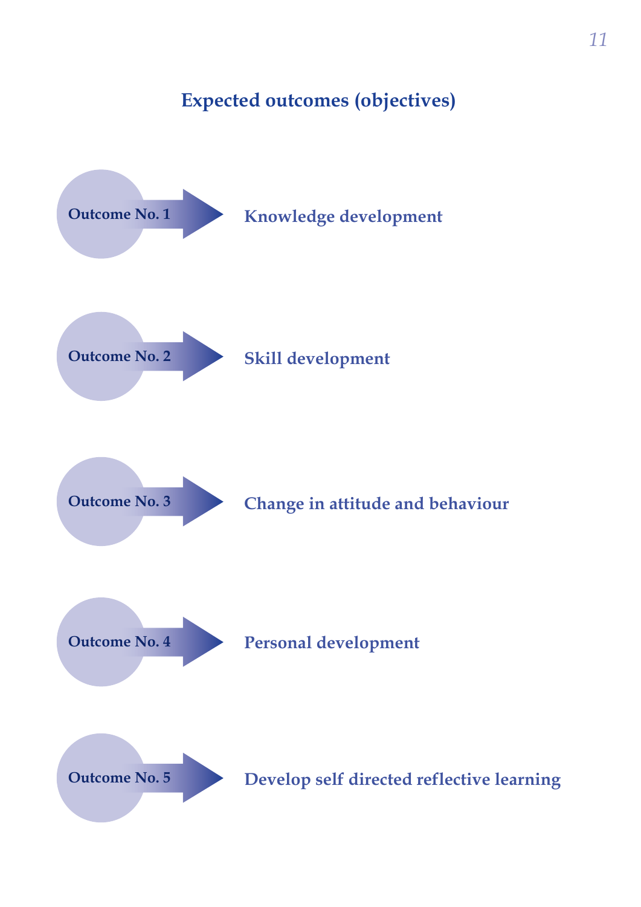## Expected outcomes (objectives)

- **Outcome No. 1** → **Knowledge development**
- **Outcome No. 2** → **Skill development**
- **Outcome No. 3** → **Change in attitude and behaviour**
- **Outcome No. 4** → **Personal development**
- **Outcome No. 5** → **Develop self directed reflective learning**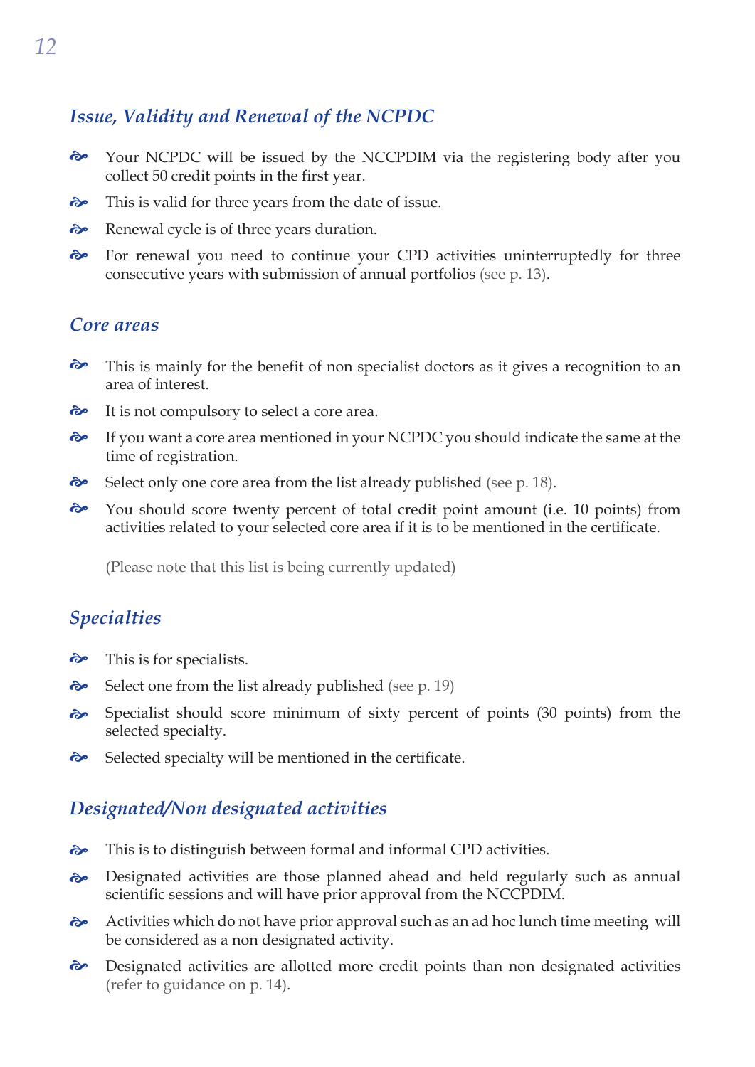## *Issue, Validity and Renewal of the NCPDC*

- Your NCPDC will be issued by the NCCPDIM via the registering body after you collect 50 credit points in the first year.
- This is valid for three years from the date of issue.
- Renewal cycle is of three years duration.
- For renewal you need to continue your CPD activities uninterruptedly for three consecutive years with submission of annual portfolios (see p. 13).

## *Core areas*

- This is mainly for the benefit of non specialist doctors as it gives a recognition to an area of interest.
- It is not compulsory to select a core area.
- If you want a core area mentioned in your NCPDC you should indicate the same at the time of registration.
- Select only one core area from the list already published (see p. 18).
- You should score twenty percent of total credit point amount (i.e. 10 points) from activities related to your selected core area if it is to be mentioned in the certificate.

  (Please note that this list is being currently updated)

## *Specialties*

- This is for specialists.
- Select one from the list already published (see p. 19)
- Specialist should score minimum of sixty percent of points (30 points) from the selected specialty.
- Selected specialty will be mentioned in the certificate.

## *Designated/Non designated activities*

- This is to distinguish between formal and informal CPD activities.
- Designated activities are those planned ahead and held regularly such as annual scientific sessions and will have prior approval from the NCCPDIM.
- Activities which do not have prior approval such as an ad hoc lunch time meeting will be considered as a non designated activity.
- Designated activities are allotted more credit points than non designated activities (refer to guidance on p. 14).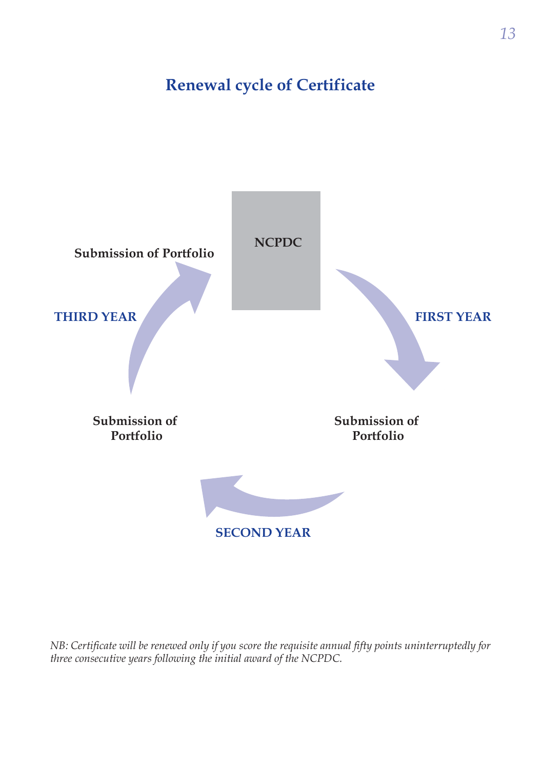## Renewal cycle of Certificate

NCPDC

FIRST YEAR

Submission of Portfolio

SECOND YEAR

Submission of Portfolio

THIRD YEAR

Submission of Portfolio

*NB: Certificate will be renewed only if you score the requisite annual fifty points uninterruptedly for three consecutive years following the initial award of the NCPDC.*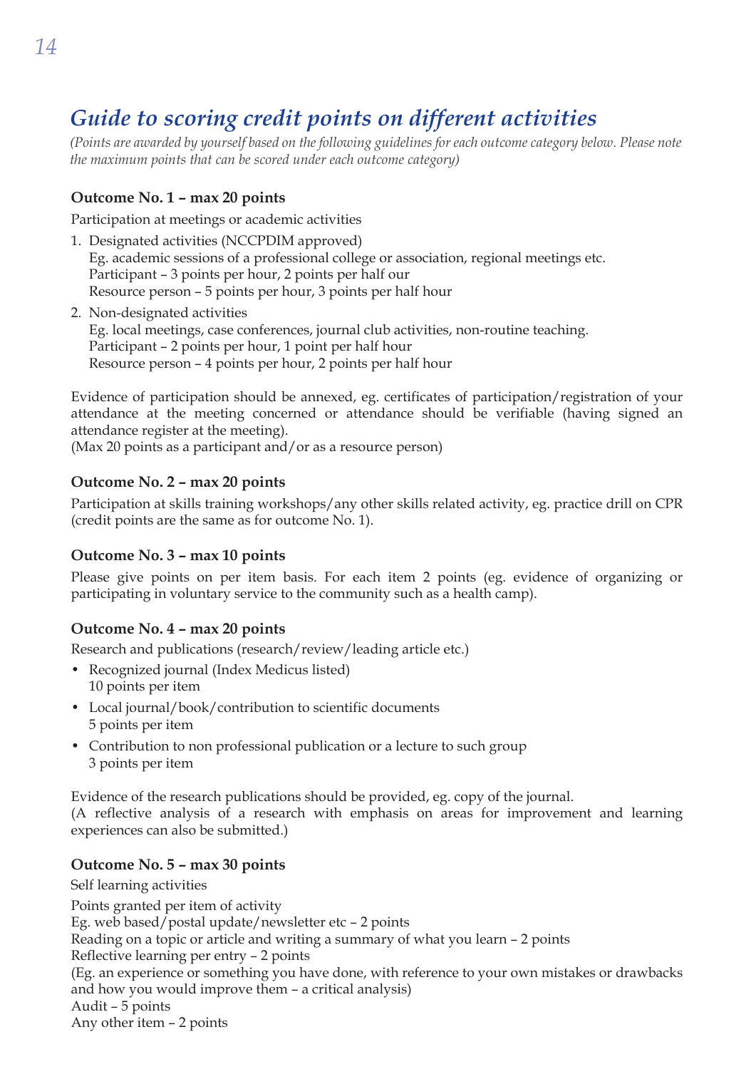## *Guide to scoring credit points on different activities*

*(Points are awarded by yourself based on the following guidelines for each outcome category below. Please note the maximum points that can be scored under each outcome category)*

**Outcome No. 1 – max 20 points**

Participation at meetings or academic activities

1. Designated activities (NCCPDIM approved)
   Eg. academic sessions of a professional college or association, regional meetings etc.
   Participant – 3 points per hour, 2 points per half our
   Resource person – 5 points per hour, 3 points per half hour
2. Non-designated activities
   Eg. local meetings, case conferences, journal club activities, non-routine teaching.
   Participant – 2 points per hour, 1 point per half hour
   Resource person – 4 points per hour, 2 points per half hour

Evidence of participation should be annexed, eg. certificates of participation/registration of your attendance at the meeting concerned or attendance should be verifiable (having signed an attendance register at the meeting).
(Max 20 points as a participant and/or as a resource person)

**Outcome No. 2 – max 20 points**

Participation at skills training workshops/any other skills related activity, eg. practice drill on CPR (credit points are the same as for outcome No. 1).

**Outcome No. 3 – max 10 points**

Please give points on per item basis. For each item 2 points (eg. evidence of organizing or participating in voluntary service to the community such as a health camp).

**Outcome No. 4 – max 20 points**

Research and publications (research/review/leading article etc.)

- Recognized journal (Index Medicus listed)
  10 points per item
- Local journal/book/contribution to scientific documents
  5 points per item
- Contribution to non professional publication or a lecture to such group
  3 points per item

Evidence of the research publications should be provided, eg. copy of the journal.
(A reflective analysis of a research with emphasis on areas for improvement and learning experiences can also be submitted.)

**Outcome No. 5 – max 30 points**

Self learning activities

Points granted per item of activity
Eg. web based/postal update/newsletter etc – 2 points
Reading on a topic or article and writing a summary of what you learn – 2 points
Reflective learning per entry – 2 points
(Eg. an experience or something you have done, with reference to your own mistakes or drawbacks and how you would improve them – a critical analysis)
Audit – 5 points
Any other item – 2 points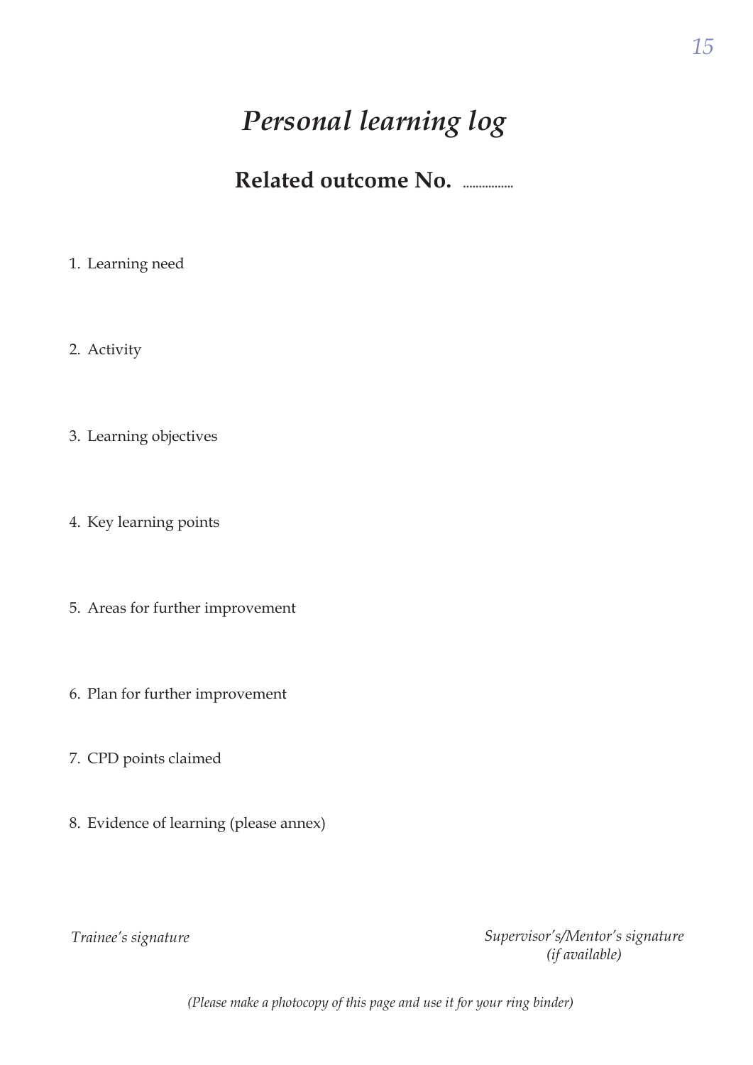# *Personal learning log*

## Related outcome No. ................

1. Learning need

2. Activity

3. Learning objectives

4. Key learning points

5. Areas for further improvement

6. Plan for further improvement

7. CPD points claimed

8. Evidence of learning (please annex)

*Trainee's signature*

*Supervisor's/Mentor's signature (if available)*

*(Please make a photocopy of this page and use it for your ring binder)*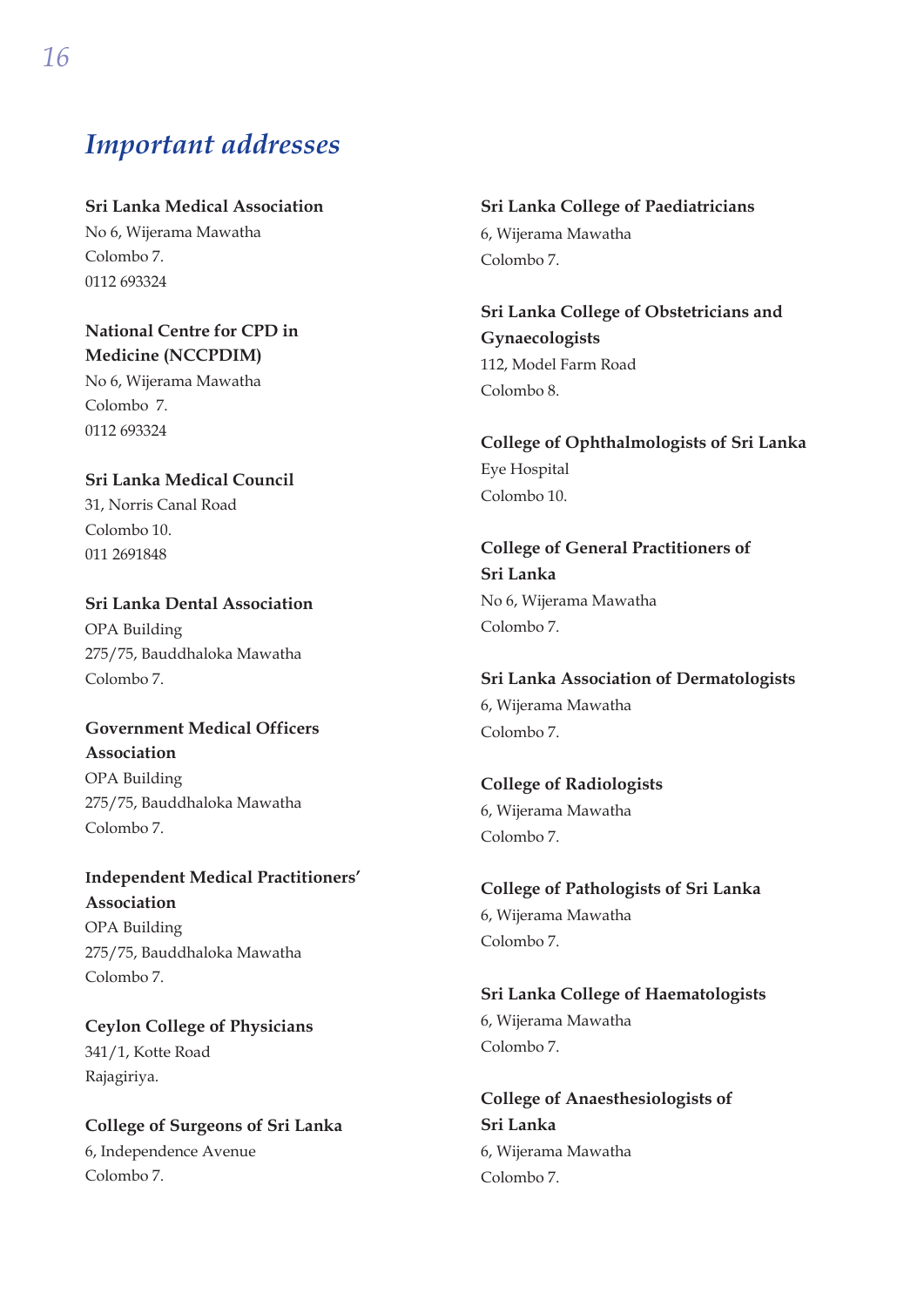## *Important addresses*

**Sri Lanka Medical Association**
No 6, Wijerama Mawatha
Colombo 7.
0112 693324

**National Centre for CPD in Medicine (NCCPDIM)**
No 6, Wijerama Mawatha
Colombo 7.
0112 693324

**Sri Lanka Medical Council**
31, Norris Canal Road
Colombo 10.
011 2691848

**Sri Lanka Dental Association**
OPA Building
275/75, Bauddhaloka Mawatha
Colombo 7.

**Government Medical Officers Association**
OPA Building
275/75, Bauddhaloka Mawatha
Colombo 7.

**Independent Medical Practitioners' Association**
OPA Building
275/75, Bauddhaloka Mawatha
Colombo 7.

**Ceylon College of Physicians**
341/1, Kotte Road
Rajagiriya.

**College of Surgeons of Sri Lanka**
6, Independence Avenue
Colombo 7.

**Sri Lanka College of Paediatricians**
6, Wijerama Mawatha
Colombo 7.

**Sri Lanka College of Obstetricians and Gynaecologists**
112, Model Farm Road
Colombo 8.

**College of Ophthalmologists of Sri Lanka**
Eye Hospital
Colombo 10.

**College of General Practitioners of Sri Lanka**
No 6, Wijerama Mawatha
Colombo 7.

**Sri Lanka Association of Dermatologists**
6, Wijerama Mawatha
Colombo 7.

**College of Radiologists**
6, Wijerama Mawatha
Colombo 7.

**College of Pathologists of Sri Lanka**
6, Wijerama Mawatha
Colombo 7.

**Sri Lanka College of Haematologists**
6, Wijerama Mawatha
Colombo 7.

**College of Anaesthesiologists of Sri Lanka**
6, Wijerama Mawatha
Colombo 7.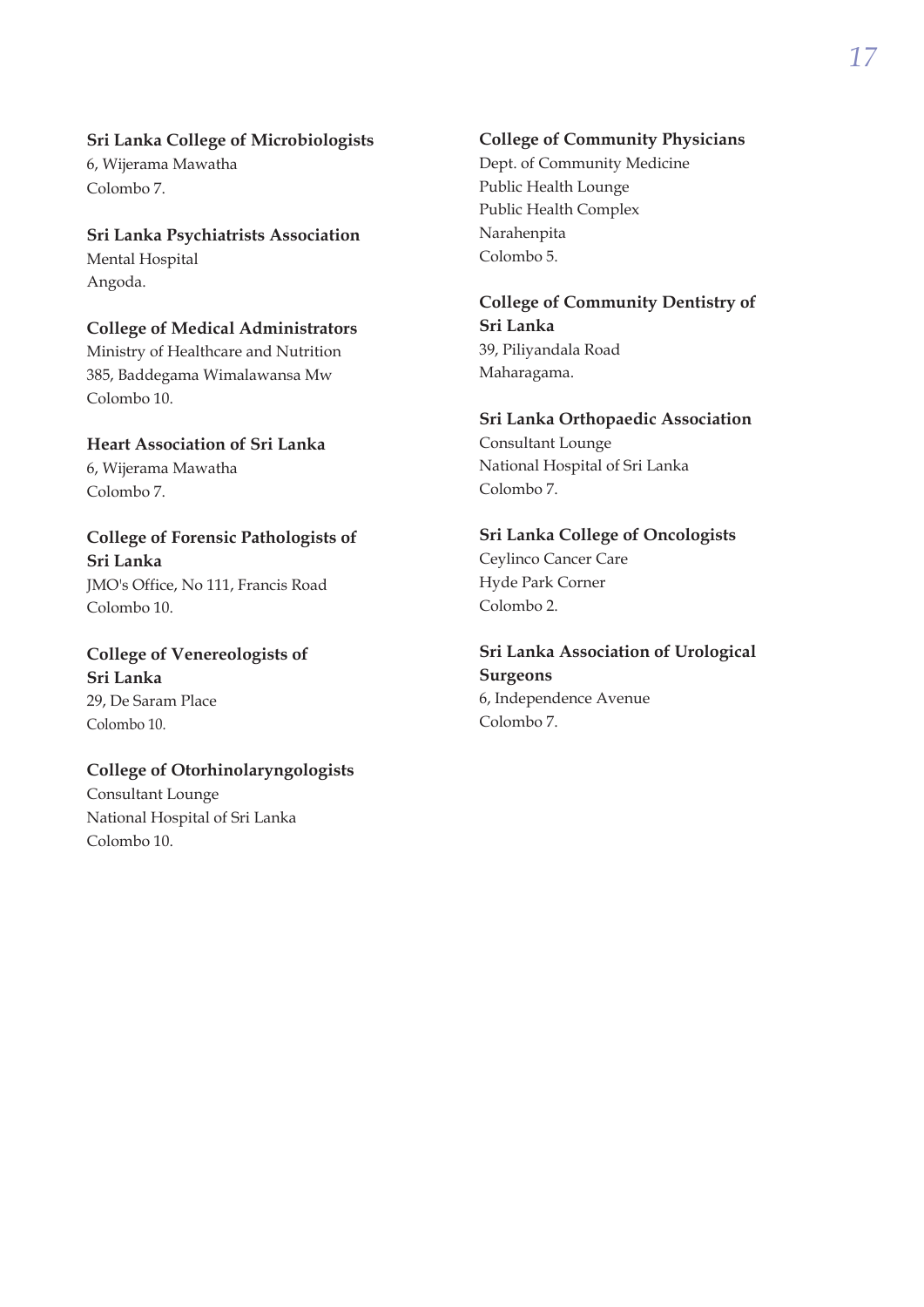**Sri Lanka College of Microbiologists**
6, Wijerama Mawatha
Colombo 7.

**Sri Lanka Psychiatrists Association**
Mental Hospital
Angoda.

**College of Medical Administrators**
Ministry of Healthcare and Nutrition
385, Baddegama Wimalawansa Mw
Colombo 10.

**Heart Association of Sri Lanka**
6, Wijerama Mawatha
Colombo 7.

**College of Forensic Pathologists of Sri Lanka**
JMO's Office, No 111, Francis Road
Colombo 10.

**College of Venereologists of Sri Lanka**
29, De Saram Place
Colombo 10.

**College of Otorhinolaryngologists**
Consultant Lounge
National Hospital of Sri Lanka
Colombo 10.

**College of Community Physicians**
Dept. of Community Medicine
Public Health Lounge
Public Health Complex
Narahenpita
Colombo 5.

**College of Community Dentistry of Sri Lanka**
39, Piliyandala Road
Maharagama.

**Sri Lanka Orthopaedic Association**
Consultant Lounge
National Hospital of Sri Lanka
Colombo 7.

**Sri Lanka College of Oncologists**
Ceylinco Cancer Care
Hyde Park Corner
Colombo 2.

**Sri Lanka Association of Urological Surgeons**
6, Independence Avenue
Colombo 7.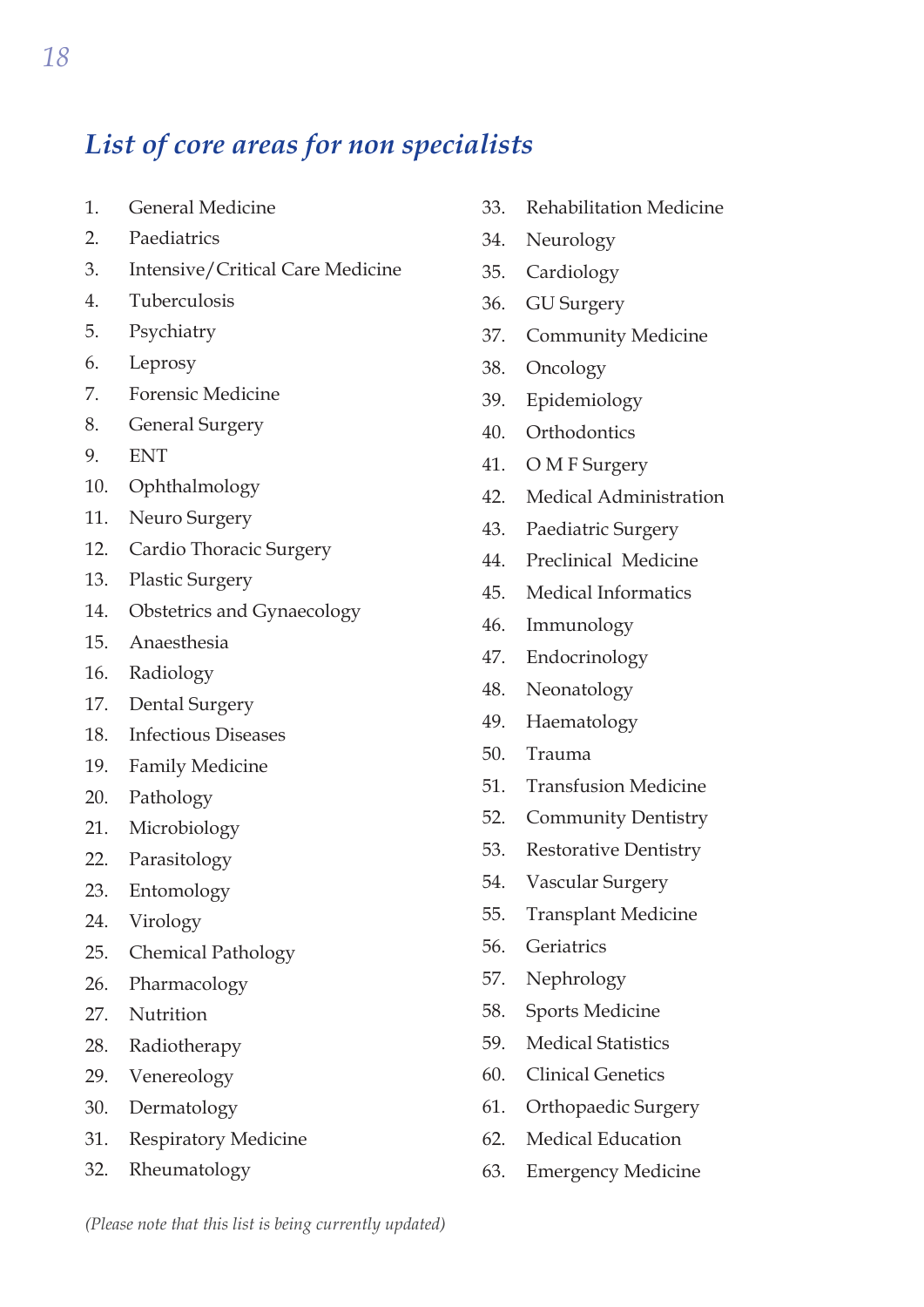## *List of core areas for non specialists*

1. General Medicine
2. Paediatrics
3. Intensive/Critical Care Medicine
4. Tuberculosis
5. Psychiatry
6. Leprosy
7. Forensic Medicine
8. General Surgery
9. ENT
10. Ophthalmology
11. Neuro Surgery
12. Cardio Thoracic Surgery
13. Plastic Surgery
14. Obstetrics and Gynaecology
15. Anaesthesia
16. Radiology
17. Dental Surgery
18. Infectious Diseases
19. Family Medicine
20. Pathology
21. Microbiology
22. Parasitology
23. Entomology
24. Virology
25. Chemical Pathology
26. Pharmacology
27. Nutrition
28. Radiotherapy
29. Venereology
30. Dermatology
31. Respiratory Medicine
32. Rheumatology
33. Rehabilitation Medicine
34. Neurology
35. Cardiology
36. GU Surgery
37. Community Medicine
38. Oncology
39. Epidemiology
40. Orthodontics
41. O M F Surgery
42. Medical Administration
43. Paediatric Surgery
44. Preclinical Medicine
45. Medical Informatics
46. Immunology
47. Endocrinology
48. Neonatology
49. Haematology
50. Trauma
51. Transfusion Medicine
52. Community Dentistry
53. Restorative Dentistry
54. Vascular Surgery
55. Transplant Medicine
56. Geriatrics
57. Nephrology
58. Sports Medicine
59. Medical Statistics
60. Clinical Genetics
61. Orthopaedic Surgery
62. Medical Education
63. Emergency Medicine

*(Please note that this list is being currently updated)*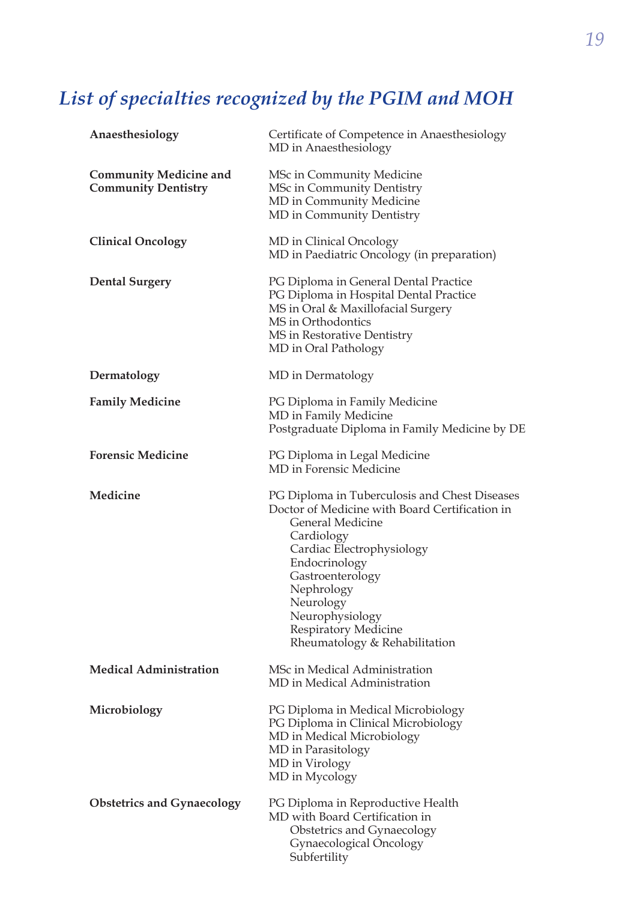# *List of specialties recognized by the PGIM and MOH*

| | |
|---|---|
| **Anaesthesiology** | Certificate of Competence in Anaesthesiology<br>MD in Anaesthesiology |
| **Community Medicine and Community Dentistry** | MSc in Community Medicine<br>MSc in Community Dentistry<br>MD in Community Medicine<br>MD in Community Dentistry |
| **Clinical Oncology** | MD in Clinical Oncology<br>MD in Paediatric Oncology (in preparation) |
| **Dental Surgery** | PG Diploma in General Dental Practice<br>PG Diploma in Hospital Dental Practice<br>MS in Oral & Maxillofacial Surgery<br>MS in Orthodontics<br>MS in Restorative Dentistry<br>MD in Oral Pathology |
| **Dermatology** | MD in Dermatology |
| **Family Medicine** | PG Diploma in Family Medicine<br>MD in Family Medicine<br>Postgraduate Diploma in Family Medicine by DE |
| **Forensic Medicine** | PG Diploma in Legal Medicine<br>MD in Forensic Medicine |
| **Medicine** | PG Diploma in Tuberculosis and Chest Diseases<br>Doctor of Medicine with Board Certification in<br>General Medicine<br>Cardiology<br>Cardiac Electrophysiology<br>Endocrinology<br>Gastroenterology<br>Nephrology<br>Neurology<br>Neurophysiology<br>Respiratory Medicine<br>Rheumatology & Rehabilitation |
| **Medical Administration** | MSc in Medical Administration<br>MD in Medical Administration |
| **Microbiology** | PG Diploma in Medical Microbiology<br>PG Diploma in Clinical Microbiology<br>MD in Medical Microbiology<br>MD in Parasitology<br>MD in Virology<br>MD in Mycology |
| **Obstetrics and Gynaecology** | PG Diploma in Reproductive Health<br>MD with Board Certification in<br>Obstetrics and Gynaecology<br>Gynaecological Oncology<br>Subfertility |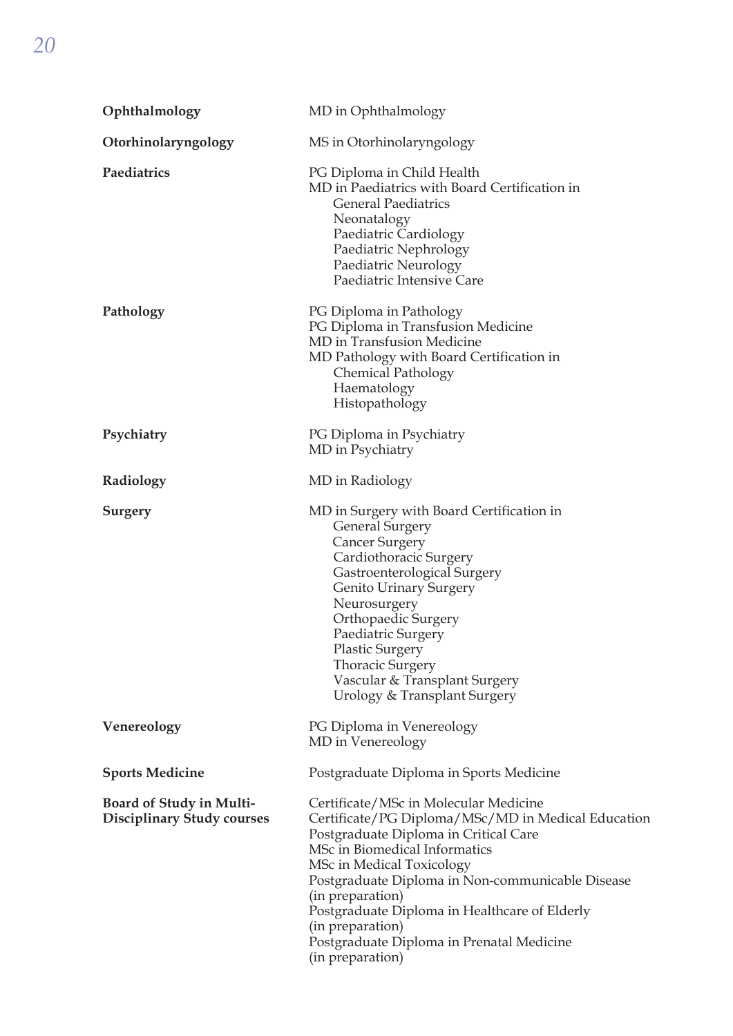| | |
|---|---|
| **Ophthalmology** | MD in Ophthalmology |
| **Otorhinolaryngology** | MS in Otorhinolaryngology |
| **Paediatrics** | PG Diploma in Child Health<br>MD in Paediatrics with Board Certification in<br>General Paediatrics<br>Neonatalogy<br>Paediatric Cardiology<br>Paediatric Nephrology<br>Paediatric Neurology<br>Paediatric Intensive Care |
| **Pathology** | PG Diploma in Pathology<br>PG Diploma in Transfusion Medicine<br>MD in Transfusion Medicine<br>MD Pathology with Board Certification in<br>Chemical Pathology<br>Haematology<br>Histopathology |
| **Psychiatry** | PG Diploma in Psychiatry<br>MD in Psychiatry |
| **Radiology** | MD in Radiology |
| **Surgery** | MD in Surgery with Board Certification in<br>General Surgery<br>Cancer Surgery<br>Cardiothoracic Surgery<br>Gastroenterological Surgery<br>Genito Urinary Surgery<br>Neurosurgery<br>Orthopaedic Surgery<br>Paediatric Surgery<br>Plastic Surgery<br>Thoracic Surgery<br>Vascular & Transplant Surgery<br>Urology & Transplant Surgery |
| **Venereology** | PG Diploma in Venereology<br>MD in Venereology |
| **Sports Medicine** | Postgraduate Diploma in Sports Medicine |
| **Board of Study in Multi-Disciplinary Study courses** | Certificate/MSc in Molecular Medicine<br>Certificate/PG Diploma/MSc/MD in Medical Education<br>Postgraduate Diploma in Critical Care<br>MSc in Biomedical Informatics<br>MSc in Medical Toxicology<br>Postgraduate Diploma in Non-communicable Disease (in preparation)<br>Postgraduate Diploma in Healthcare of Elderly (in preparation)<br>Postgraduate Diploma in Prenatal Medicine (in preparation) |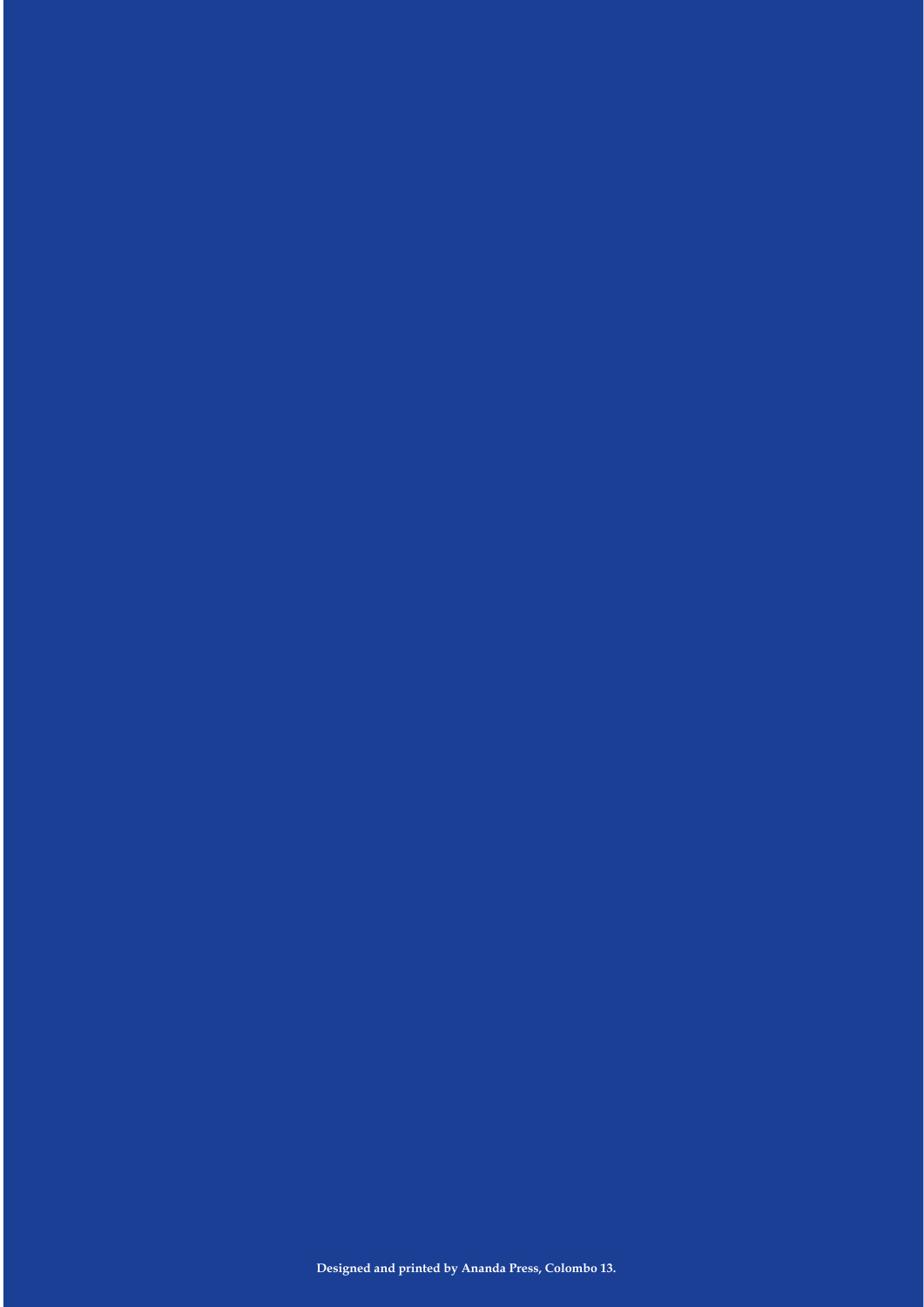**Designed and printed by Ananda Press, Colombo 13.**